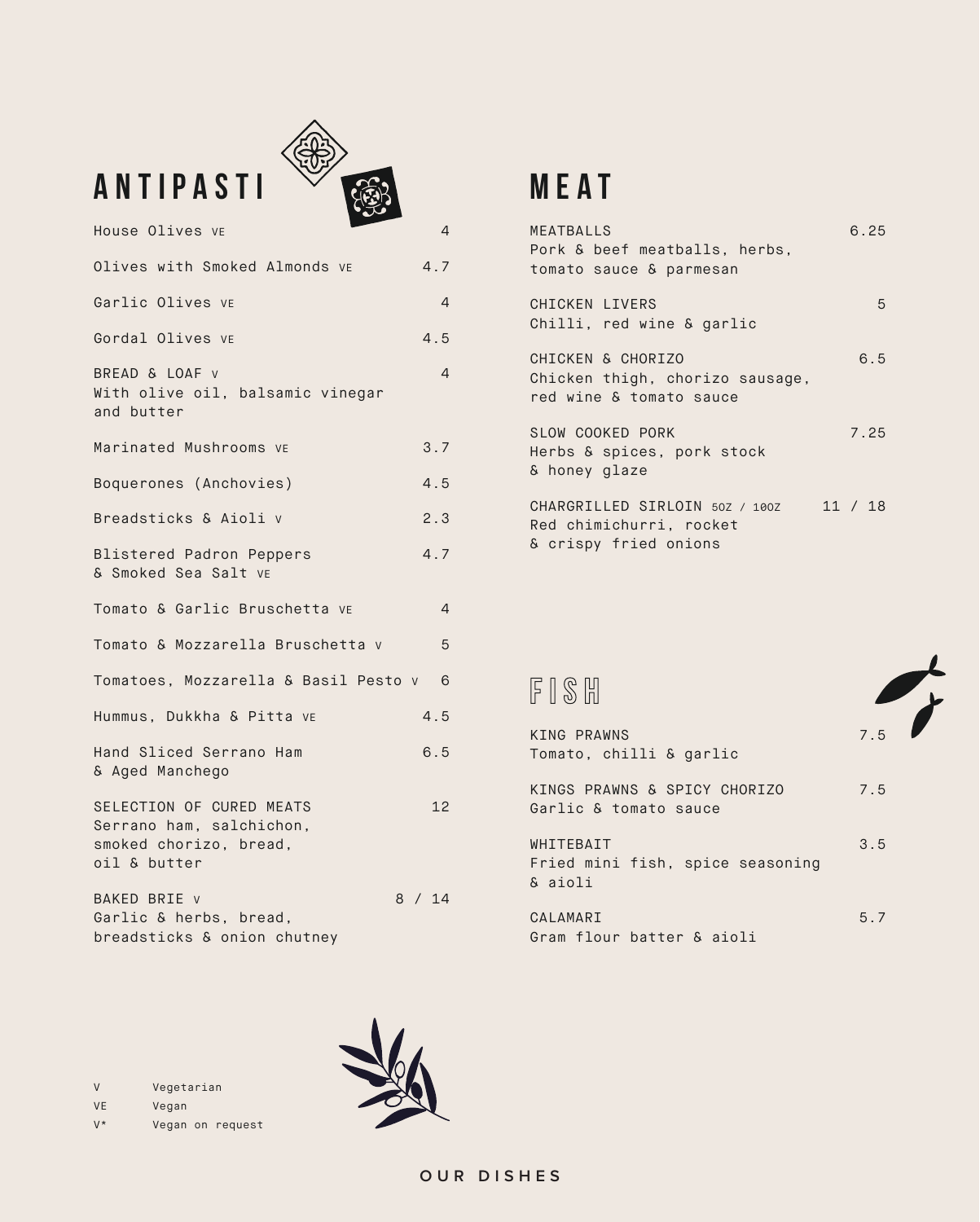## ANTIPASTI

| Item | Price |
| --- | --- |
| House Olives VE | 4 |
| Olives with Smoked Almonds VE | 4.7 |
| Garlic Olives VE | 4 |
| Gordal Olives VE | 4.5 |
| BREAD & LOAF V<br>With olive oil, balsamic vinegar and butter | 4 |
| Marinated Mushrooms VE | 3.7 |
| Boquerones (Anchovies) | 4.5 |
| Breadsticks & Aioli V | 2.3 |
| Blistered Padron Peppers & Smoked Sea Salt VE | 4.7 |
| Tomato & Garlic Bruschetta VE | 4 |
| Tomato & Mozzarella Bruschetta V | 5 |
| Tomatoes, Mozzarella & Basil Pesto V | 6 |
| Hummus, Dukkha & Pitta VE | 4.5 |
| Hand Sliced Serrano Ham & Aged Manchego | 6.5 |
| SELECTION OF CURED MEATS<br>Serrano ham, salchichon, smoked chorizo, bread, oil & butter | 12 |
| BAKED BRIE V<br>Garlic & herbs, bread, breadsticks & onion chutney | 8 / 14 |

## MEAT

| Item | Price |
| --- | --- |
| MEATBALLS<br>Pork & beef meatballs, herbs, tomato sauce & parmesan | 6.25 |
| CHICKEN LIVERS<br>Chilli, red wine & garlic | 5 |
| CHICKEN & CHORIZO<br>Chicken thigh, chorizo sausage, red wine & tomato sauce | 6.5 |
| SLOW COOKED PORK<br>Herbs & spices, pork stock & honey glaze | 7.25 |
| CHARGRILLED SIRLOIN 5OZ / 10OZ<br>Red chimichurri, rocket & crispy fried onions | 11 / 18 |

## FISH

| Item | Price |
| --- | --- |
| KING PRAWNS<br>Tomato, chilli & garlic | 7.5 |
| KINGS PRAWNS & SPICY CHORIZO<br>Garlic & tomato sauce | 7.5 |
| WHITEBAIT<br>Fried mini fish, spice seasoning & aioli | 3.5 |
| CALAMARI<br>Gram flour batter & aioli | 5.7 |

V Vegetarian
VE Vegan
V* Vegan on request

OUR DISHES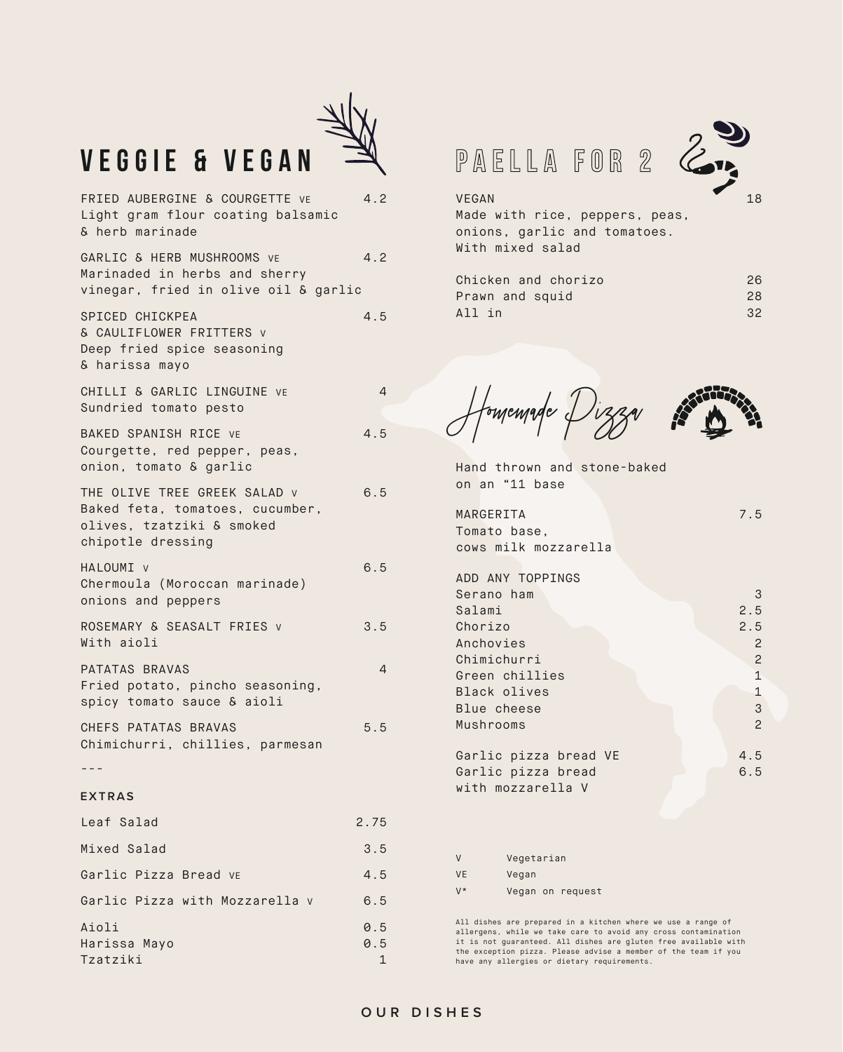# VEGGIE & VEGAN

| | |
|---|---|
| FRIED AUBERGINE & COURGETTE VE<br>Light gram flour coating balsamic & herb marinade | 4.2 |
| GARLIC & HERB MUSHROOMS VE<br>Marinaded in herbs and sherry vinegar, fried in olive oil & garlic | 4.2 |
| SPICED CHICKPEA & CAULIFLOWER FRITTERS V<br>Deep fried spice seasoning & harissa mayo | 4.5 |
| CHILLI & GARLIC LINGUINE VE<br>Sundried tomato pesto | 4 |
| BAKED SPANISH RICE VE<br>Courgette, red pepper, peas, onion, tomato & garlic | 4.5 |
| THE OLIVE TREE GREEK SALAD V<br>Baked feta, tomatoes, cucumber, olives, tzatziki & smoked chipotle dressing | 6.5 |
| HALOUMI V<br>Chermoula (Moroccan marinade) onions and peppers | 6.5 |
| ROSEMARY & SEASALT FRIES V<br>With aioli | 3.5 |
| PATATAS BRAVAS<br>Fried potato, pincho seasoning, spicy tomato sauce & aioli | 4 |
| CHEFS PATATAS BRAVAS<br>Chimichurri, chillies, parmesan | 5.5 |

---

### EXTRAS

| | |
|---|---|
| Leaf Salad | 2.75 |
| Mixed Salad | 3.5 |
| Garlic Pizza Bread VE | 4.5 |
| Garlic Pizza with Mozzarella V | 6.5 |
| Aioli | 0.5 |
| Harissa Mayo | 0.5 |
| Tzatziki | 1 |

# PAELLA FOR 2

| | |
|---|---|
| VEGAN<br>Made with rice, peppers, peas, onions, garlic and tomatoes. With mixed salad | 18 |
| Chicken and chorizo | 26 |
| Prawn and squid | 28 |
| All in | 32 |

# Homemade Pizza

Hand thrown and stone-baked on an "11 base

| | |
|---|---|
| MARGERITA<br>Tomato base, cows milk mozzarella | 7.5 |

ADD ANY TOPPINGS

| | |
|---|---|
| Serano ham | 3 |
| Salami | 2.5 |
| Chorizo | 2.5 |
| Anchovies | 2 |
| Chimichurri | 2 |
| Green chillies | 1 |
| Black olives | 1 |
| Blue cheese | 3 |
| Mushrooms | 2 |

| | |
|---|---|
| Garlic pizza bread VE | 4.5 |
| Garlic pizza bread with mozzarella V | 6.5 |

| | |
|---|---|
| V | Vegetarian |
| VE | Vegan |
| V* | Vegan on request |

All dishes are prepared in a kitchen where we use a range of allergens, while we take care to avoid any cross contamination it is not guaranteed. All dishes are gluten free available with the exception pizza. Please advise a member of the team if you have any allergies or dietary requirements.

OUR DISHES